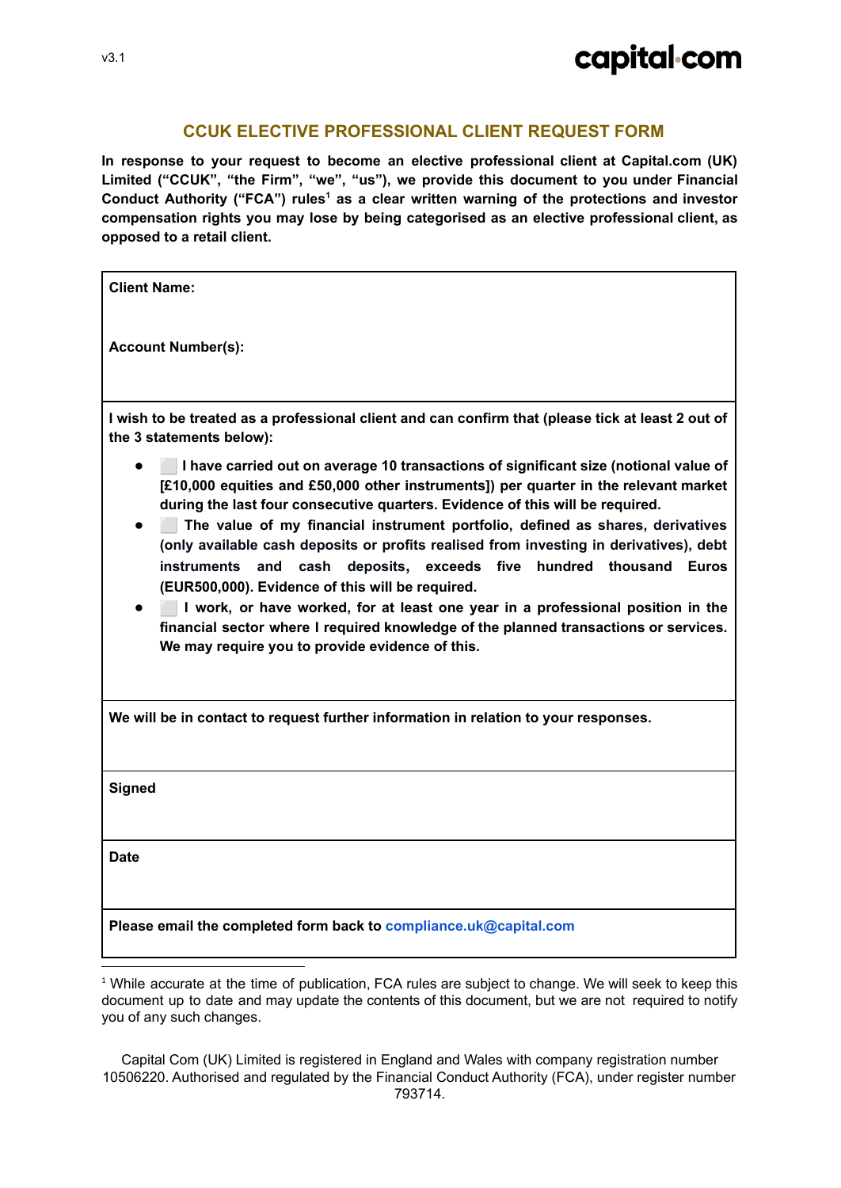v3.1

capital·com

## CCUK ELECTIVE PROFESSIONAL CLIENT REQUEST FORM

**In response to your request to become an elective professional client at Capital.com (UK) Limited ("CCUK", "the Firm", "we", "us"), we provide this document to you under Financial Conduct Authority ("FCA") rules[1] as a clear written warning of the protections and investor compensation rights you may lose by being categorised as an elective professional client, as opposed to a retail client.**

**Client Name:**

**Account Number(s):**

**I wish to be treated as a professional client and can confirm that (please tick at least 2 out of the 3 statements below):**

- ⬜ **I have carried out on average 10 transactions of significant size (notional value of [£10,000 equities and £50,000 other instruments]) per quarter in the relevant market during the last four consecutive quarters. Evidence of this will be required.**
- ⬜ **The value of my financial instrument portfolio, defined as shares, derivatives (only available cash deposits or profits realised from investing in derivatives), debt instruments and cash deposits, exceeds five hundred thousand Euros (EUR500,000). Evidence of this will be required.**
- ⬜ **I work, or have worked, for at least one year in a professional position in the financial sector where I required knowledge of the planned transactions or services. We may require you to provide evidence of this.**

**We will be in contact to request further information in relation to your responses.**

**Signed**

**Date**

**Please email the completed form back to compliance.uk@capital.com**

[1] While accurate at the time of publication, FCA rules are subject to change. We will seek to keep this document up to date and may update the contents of this document, but we are not required to notify you of any such changes.

Capital Com (UK) Limited is registered in England and Wales with company registration number 10506220. Authorised and regulated by the Financial Conduct Authority (FCA), under register number 793714.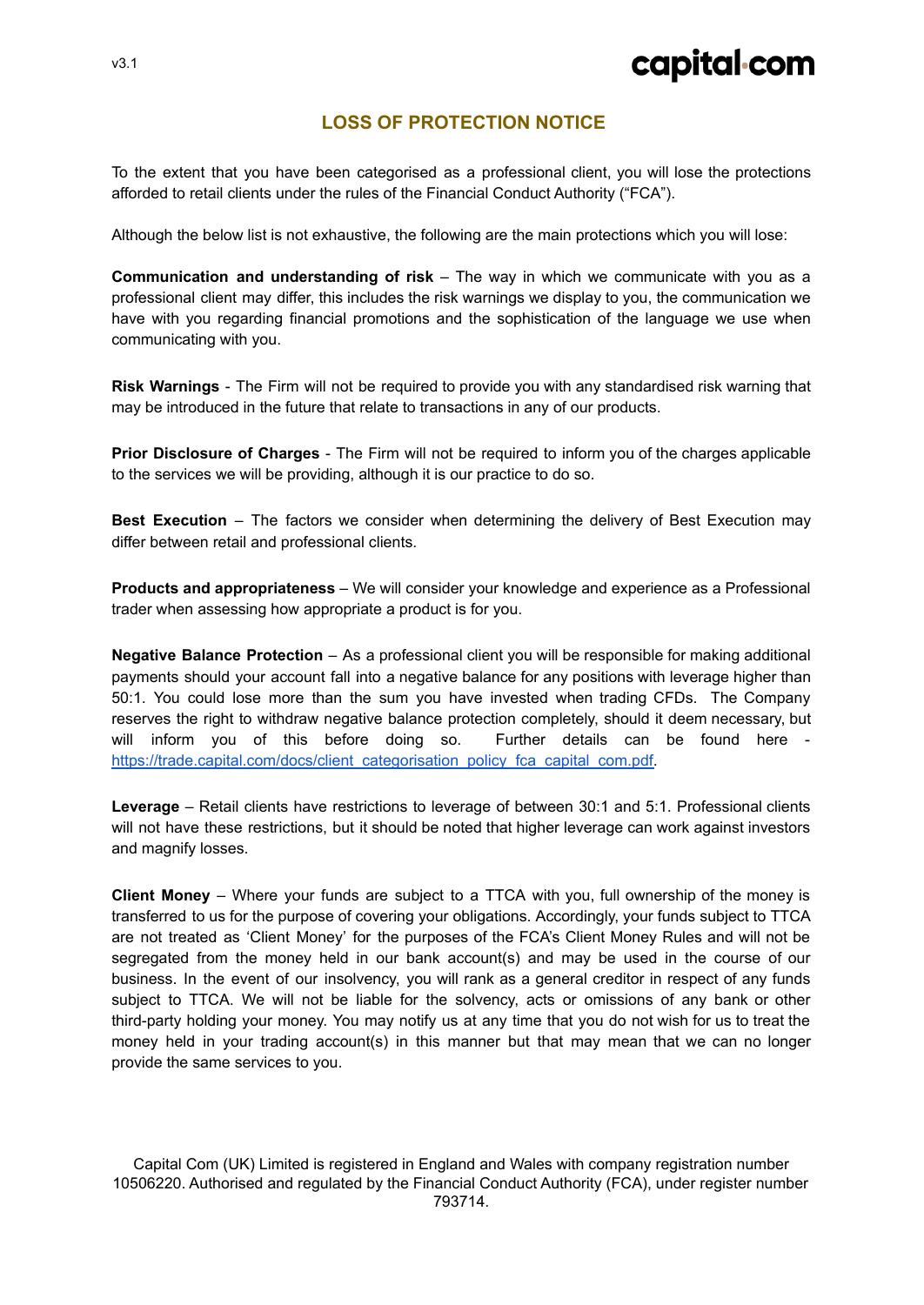# LOSS OF PROTECTION NOTICE

To the extent that you have been categorised as a professional client, you will lose the protections afforded to retail clients under the rules of the Financial Conduct Authority ("FCA").

Although the below list is not exhaustive, the following are the main protections which you will lose:

**Communication and understanding of risk** – The way in which we communicate with you as a professional client may differ, this includes the risk warnings we display to you, the communication we have with you regarding financial promotions and the sophistication of the language we use when communicating with you.

**Risk Warnings** - The Firm will not be required to provide you with any standardised risk warning that may be introduced in the future that relate to transactions in any of our products.

**Prior Disclosure of Charges** - The Firm will not be required to inform you of the charges applicable to the services we will be providing, although it is our practice to do so.

**Best Execution** – The factors we consider when determining the delivery of Best Execution may differ between retail and professional clients.

**Products and appropriateness** – We will consider your knowledge and experience as a Professional trader when assessing how appropriate a product is for you.

**Negative Balance Protection** – As a professional client you will be responsible for making additional payments should your account fall into a negative balance for any positions with leverage higher than 50:1. You could lose more than the sum you have invested when trading CFDs. The Company reserves the right to withdraw negative balance protection completely, should it deem necessary, but will inform you of this before doing so. Further details can be found here - [https://trade.capital.com/docs/client_categorisation_policy_fca_capital_com.pdf](https://trade.capital.com/docs/client_categorisation_policy_fca_capital_com.pdf).

**Leverage** – Retail clients have restrictions to leverage of between 30:1 and 5:1. Professional clients will not have these restrictions, but it should be noted that higher leverage can work against investors and magnify losses.

**Client Money** – Where your funds are subject to a TTCA with you, full ownership of the money is transferred to us for the purpose of covering your obligations. Accordingly, your funds subject to TTCA are not treated as 'Client Money' for the purposes of the FCA's Client Money Rules and will not be segregated from the money held in our bank account(s) and may be used in the course of our business. In the event of our insolvency, you will rank as a general creditor in respect of any funds subject to TTCA. We will not be liable for the solvency, acts or omissions of any bank or other third-party holding your money. You may notify us at any time that you do not wish for us to treat the money held in your trading account(s) in this manner but that may mean that we can no longer provide the same services to you.

Capital Com (UK) Limited is registered in England and Wales with company registration number 10506220. Authorised and regulated by the Financial Conduct Authority (FCA), under register number 793714.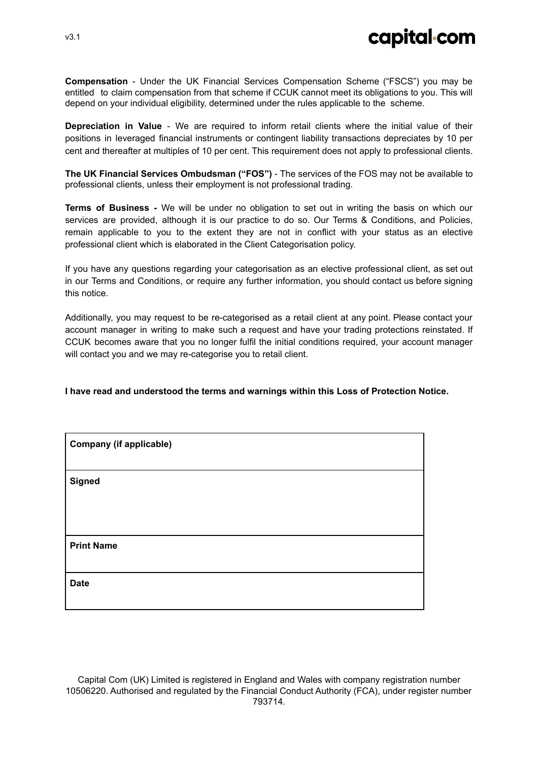**Compensation** - Under the UK Financial Services Compensation Scheme ("FSCS") you may be entitled to claim compensation from that scheme if CCUK cannot meet its obligations to you. This will depend on your individual eligibility, determined under the rules applicable to the scheme.

**Depreciation in Value** - We are required to inform retail clients where the initial value of their positions in leveraged financial instruments or contingent liability transactions depreciates by 10 per cent and thereafter at multiples of 10 per cent. This requirement does not apply to professional clients.

**The UK Financial Services Ombudsman ("FOS")** - The services of the FOS may not be available to professional clients, unless their employment is not professional trading.

**Terms of Business -** We will be under no obligation to set out in writing the basis on which our services are provided, although it is our practice to do so. Our Terms & Conditions, and Policies, remain applicable to you to the extent they are not in conflict with your status as an elective professional client which is elaborated in the Client Categorisation policy.

If you have any questions regarding your categorisation as an elective professional client, as set out in our Terms and Conditions, or require any further information, you should contact us before signing this notice.

Additionally, you may request to be re-categorised as a retail client at any point. Please contact your account manager in writing to make such a request and have your trading protections reinstated. If CCUK becomes aware that you no longer fulfil the initial conditions required, your account manager will contact you and we may re-categorise you to retail client.

**I have read and understood the terms and warnings within this Loss of Protection Notice.**

| |
|---|
| **Company (if applicable)** |
| **Signed** |
| **Print Name** |
| **Date** |

Capital Com (UK) Limited is registered in England and Wales with company registration number 10506220. Authorised and regulated by the Financial Conduct Authority (FCA), under register number 793714.